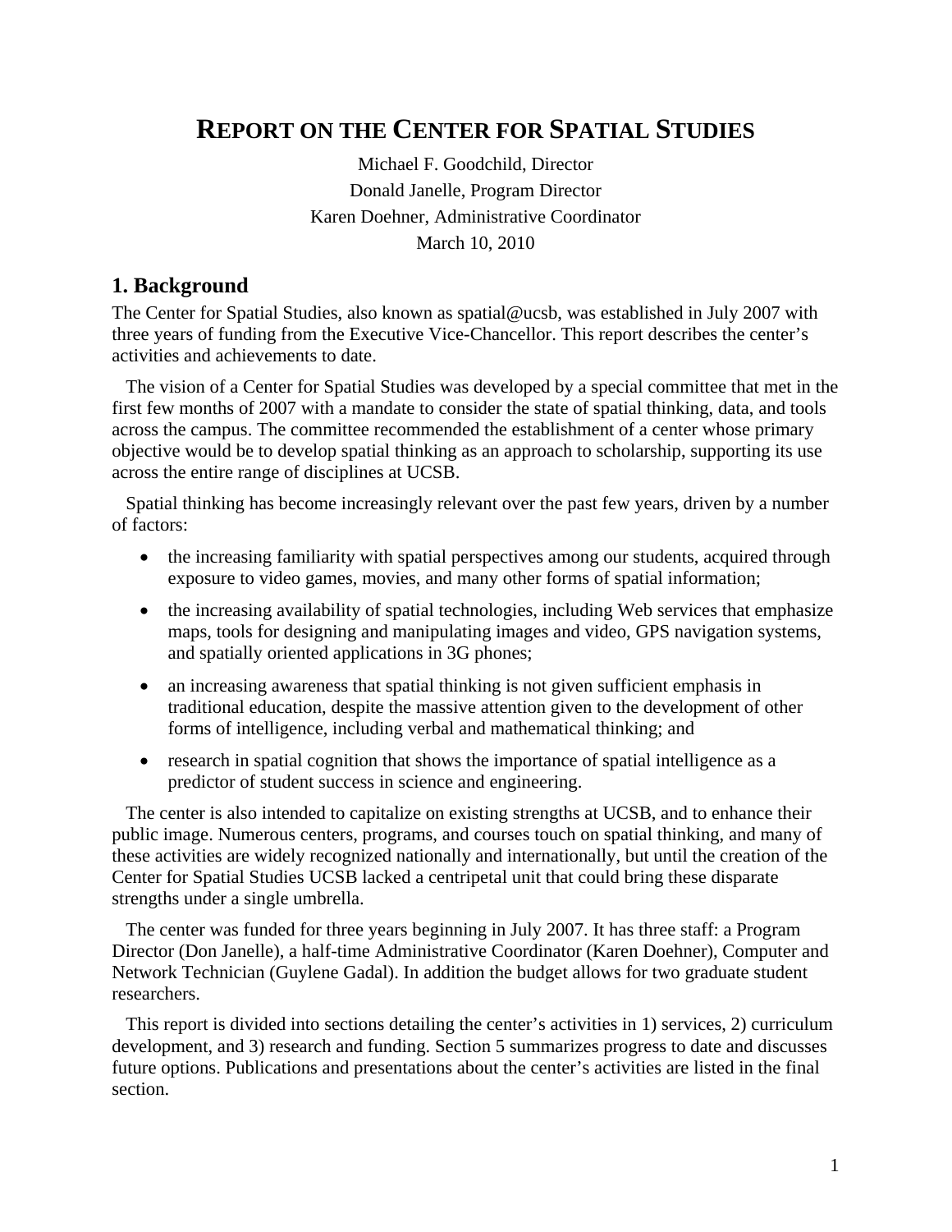# REPORT ON THE CENTER FOR SPATIAL STUDIES

Michael F. Goodchild, Director
Donald Janelle, Program Director
Karen Doehner, Administrative Coordinator
March 10, 2010

## 1. Background

The Center for Spatial Studies, also known as spatial@ucsb, was established in July 2007 with three years of funding from the Executive Vice-Chancellor. This report describes the center's activities and achievements to date.

The vision of a Center for Spatial Studies was developed by a special committee that met in the first few months of 2007 with a mandate to consider the state of spatial thinking, data, and tools across the campus. The committee recommended the establishment of a center whose primary objective would be to develop spatial thinking as an approach to scholarship, supporting its use across the entire range of disciplines at UCSB.

Spatial thinking has become increasingly relevant over the past few years, driven by a number of factors:

- the increasing familiarity with spatial perspectives among our students, acquired through exposure to video games, movies, and many other forms of spatial information;
- the increasing availability of spatial technologies, including Web services that emphasize maps, tools for designing and manipulating images and video, GPS navigation systems, and spatially oriented applications in 3G phones;
- an increasing awareness that spatial thinking is not given sufficient emphasis in traditional education, despite the massive attention given to the development of other forms of intelligence, including verbal and mathematical thinking; and
- research in spatial cognition that shows the importance of spatial intelligence as a predictor of student success in science and engineering.

The center is also intended to capitalize on existing strengths at UCSB, and to enhance their public image. Numerous centers, programs, and courses touch on spatial thinking, and many of these activities are widely recognized nationally and internationally, but until the creation of the Center for Spatial Studies UCSB lacked a centripetal unit that could bring these disparate strengths under a single umbrella.

The center was funded for three years beginning in July 2007. It has three staff: a Program Director (Don Janelle), a half-time Administrative Coordinator (Karen Doehner), Computer and Network Technician (Guylene Gadal). In addition the budget allows for two graduate student researchers.

This report is divided into sections detailing the center's activities in 1) services, 2) curriculum development, and 3) research and funding. Section 5 summarizes progress to date and discusses future options. Publications and presentations about the center's activities are listed in the final section.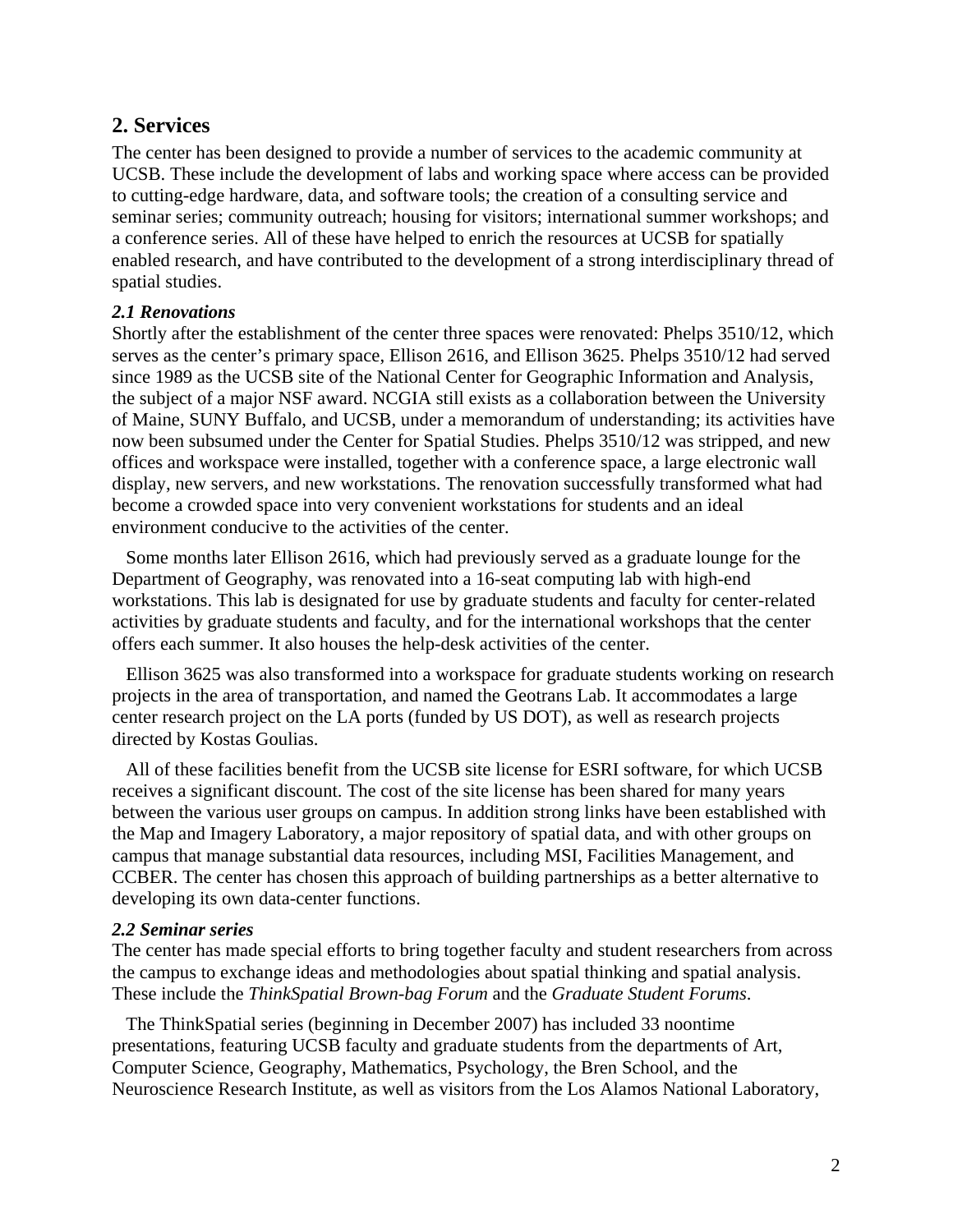## 2. Services

The center has been designed to provide a number of services to the academic community at UCSB. These include the development of labs and working space where access can be provided to cutting-edge hardware, data, and software tools; the creation of a consulting service and seminar series; community outreach; housing for visitors; international summer workshops; and a conference series. All of these have helped to enrich the resources at UCSB for spatially enabled research, and have contributed to the development of a strong interdisciplinary thread of spatial studies.

### *2.1 Renovations*

Shortly after the establishment of the center three spaces were renovated: Phelps 3510/12, which serves as the center's primary space, Ellison 2616, and Ellison 3625. Phelps 3510/12 had served since 1989 as the UCSB site of the National Center for Geographic Information and Analysis, the subject of a major NSF award. NCGIA still exists as a collaboration between the University of Maine, SUNY Buffalo, and UCSB, under a memorandum of understanding; its activities have now been subsumed under the Center for Spatial Studies. Phelps 3510/12 was stripped, and new offices and workspace were installed, together with a conference space, a large electronic wall display, new servers, and new workstations. The renovation successfully transformed what had become a crowded space into very convenient workstations for students and an ideal environment conducive to the activities of the center.

Some months later Ellison 2616, which had previously served as a graduate lounge for the Department of Geography, was renovated into a 16-seat computing lab with high-end workstations. This lab is designated for use by graduate students and faculty for center-related activities by graduate students and faculty, and for the international workshops that the center offers each summer. It also houses the help-desk activities of the center.

Ellison 3625 was also transformed into a workspace for graduate students working on research projects in the area of transportation, and named the Geotrans Lab. It accommodates a large center research project on the LA ports (funded by US DOT), as well as research projects directed by Kostas Goulias.

All of these facilities benefit from the UCSB site license for ESRI software, for which UCSB receives a significant discount. The cost of the site license has been shared for many years between the various user groups on campus. In addition strong links have been established with the Map and Imagery Laboratory, a major repository of spatial data, and with other groups on campus that manage substantial data resources, including MSI, Facilities Management, and CCBER. The center has chosen this approach of building partnerships as a better alternative to developing its own data-center functions.

### *2.2 Seminar series*

The center has made special efforts to bring together faculty and student researchers from across the campus to exchange ideas and methodologies about spatial thinking and spatial analysis. These include the *ThinkSpatial Brown-bag Forum* and the *Graduate Student Forums*.

The ThinkSpatial series (beginning in December 2007) has included 33 noontime presentations, featuring UCSB faculty and graduate students from the departments of Art, Computer Science, Geography, Mathematics, Psychology, the Bren School, and the Neuroscience Research Institute, as well as visitors from the Los Alamos National Laboratory,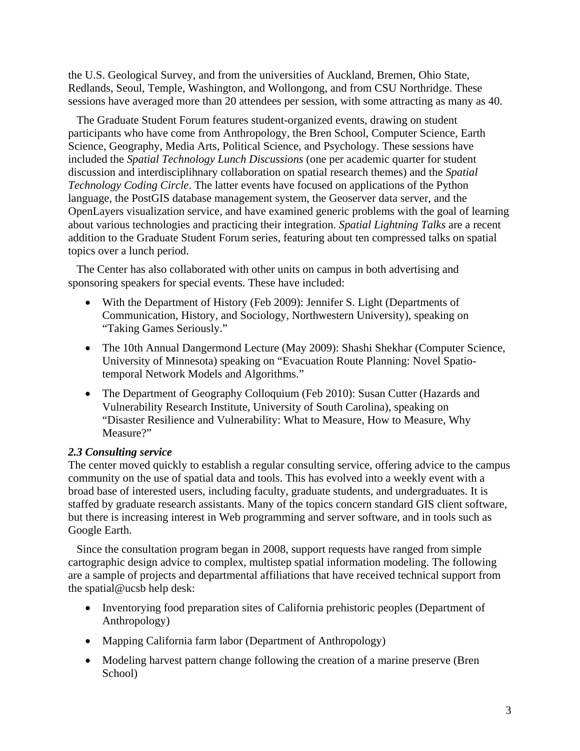the U.S. Geological Survey, and from the universities of Auckland, Bremen, Ohio State, Redlands, Seoul, Temple, Washington, and Wollongong, and from CSU Northridge. These sessions have averaged more than 20 attendees per session, with some attracting as many as 40.

The Graduate Student Forum features student-organized events, drawing on student participants who have come from Anthropology, the Bren School, Computer Science, Earth Science, Geography, Media Arts, Political Science, and Psychology. These sessions have included the *Spatial Technology Lunch Discussions* (one per academic quarter for student discussion and interdisciplihnary collaboration on spatial research themes) and the *Spatial Technology Coding Circle*. The latter events have focused on applications of the Python language, the PostGIS database management system, the Geoserver data server, and the OpenLayers visualization service, and have examined generic problems with the goal of learning about various technologies and practicing their integration. *Spatial Lightning Talks* are a recent addition to the Graduate Student Forum series, featuring about ten compressed talks on spatial topics over a lunch period.

The Center has also collaborated with other units on campus in both advertising and sponsoring speakers for special events. These have included:

- With the Department of History (Feb 2009): Jennifer S. Light (Departments of Communication, History, and Sociology, Northwestern University), speaking on "Taking Games Seriously."
- The 10th Annual Dangermond Lecture (May 2009): Shashi Shekhar (Computer Science, University of Minnesota) speaking on "Evacuation Route Planning: Novel Spatio-temporal Network Models and Algorithms."
- The Department of Geography Colloquium (Feb 2010): Susan Cutter (Hazards and Vulnerability Research Institute, University of South Carolina), speaking on "Disaster Resilience and Vulnerability: What to Measure, How to Measure, Why Measure?"

### *2.3 Consulting service*

The center moved quickly to establish a regular consulting service, offering advice to the campus community on the use of spatial data and tools. This has evolved into a weekly event with a broad base of interested users, including faculty, graduate students, and undergraduates. It is staffed by graduate research assistants. Many of the topics concern standard GIS client software, but there is increasing interest in Web programming and server software, and in tools such as Google Earth.

Since the consultation program began in 2008, support requests have ranged from simple cartographic design advice to complex, multistep spatial information modeling. The following are a sample of projects and departmental affiliations that have received technical support from the spatial@ucsb help desk:

- Inventorying food preparation sites of California prehistoric peoples (Department of Anthropology)
- Mapping California farm labor (Department of Anthropology)
- Modeling harvest pattern change following the creation of a marine preserve (Bren School)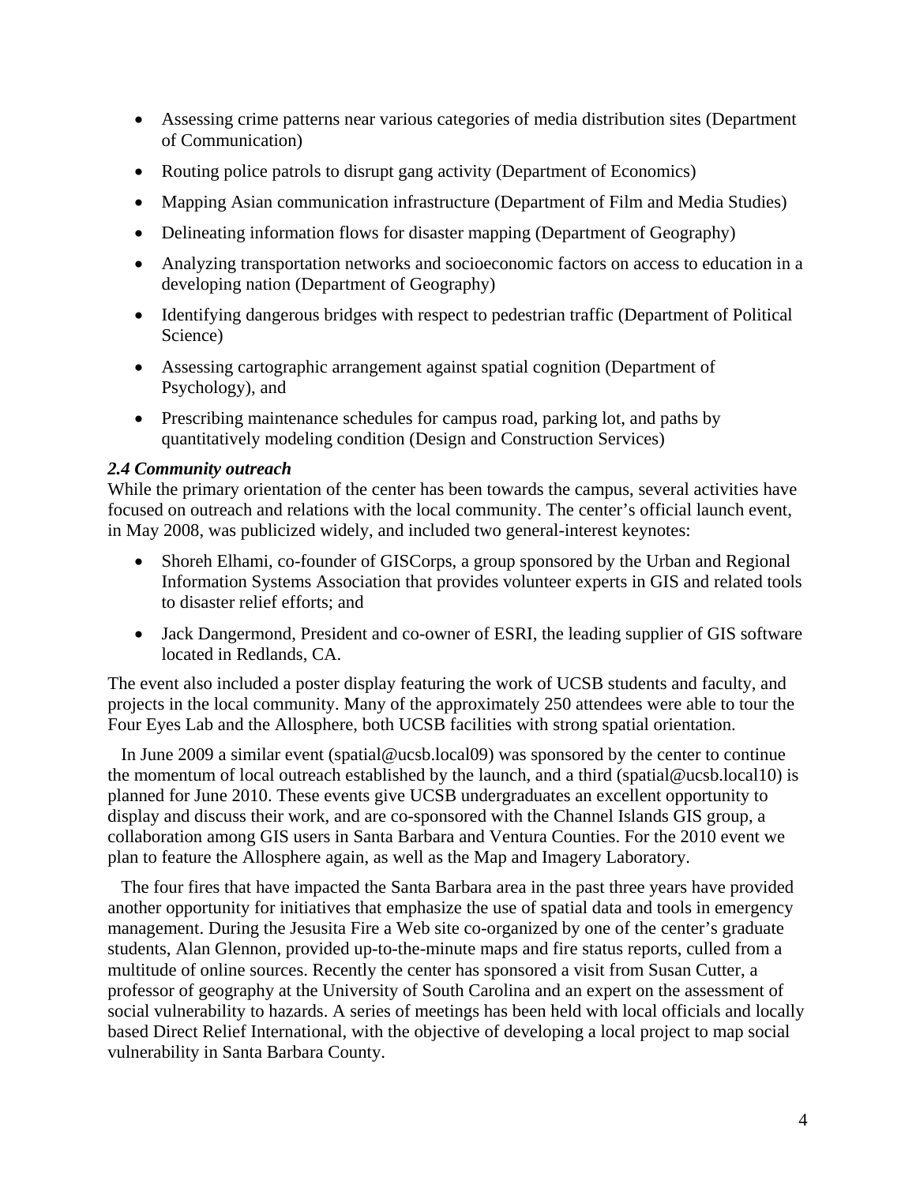- Assessing crime patterns near various categories of media distribution sites (Department of Communication)
- Routing police patrols to disrupt gang activity (Department of Economics)
- Mapping Asian communication infrastructure (Department of Film and Media Studies)
- Delineating information flows for disaster mapping (Department of Geography)
- Analyzing transportation networks and socioeconomic factors on access to education in a developing nation (Department of Geography)
- Identifying dangerous bridges with respect to pedestrian traffic (Department of Political Science)
- Assessing cartographic arrangement against spatial cognition (Department of Psychology), and
- Prescribing maintenance schedules for campus road, parking lot, and paths by quantitatively modeling condition (Design and Construction Services)

### *2.4 Community outreach*

While the primary orientation of the center has been towards the campus, several activities have focused on outreach and relations with the local community. The center's official launch event, in May 2008, was publicized widely, and included two general-interest keynotes:

- Shoreh Elhami, co-founder of GISCorps, a group sponsored by the Urban and Regional Information Systems Association that provides volunteer experts in GIS and related tools to disaster relief efforts; and
- Jack Dangermond, President and co-owner of ESRI, the leading supplier of GIS software located in Redlands, CA.

The event also included a poster display featuring the work of UCSB students and faculty, and projects in the local community. Many of the approximately 250 attendees were able to tour the Four Eyes Lab and the Allosphere, both UCSB facilities with strong spatial orientation.

In June 2009 a similar event (spatial@ucsb.local09) was sponsored by the center to continue the momentum of local outreach established by the launch, and a third (spatial@ucsb.local10) is planned for June 2010. These events give UCSB undergraduates an excellent opportunity to display and discuss their work, and are co-sponsored with the Channel Islands GIS group, a collaboration among GIS users in Santa Barbara and Ventura Counties. For the 2010 event we plan to feature the Allosphere again, as well as the Map and Imagery Laboratory.

The four fires that have impacted the Santa Barbara area in the past three years have provided another opportunity for initiatives that emphasize the use of spatial data and tools in emergency management. During the Jesusita Fire a Web site co-organized by one of the center's graduate students, Alan Glennon, provided up-to-the-minute maps and fire status reports, culled from a multitude of online sources. Recently the center has sponsored a visit from Susan Cutter, a professor of geography at the University of South Carolina and an expert on the assessment of social vulnerability to hazards. A series of meetings has been held with local officials and locally based Direct Relief International, with the objective of developing a local project to map social vulnerability in Santa Barbara County.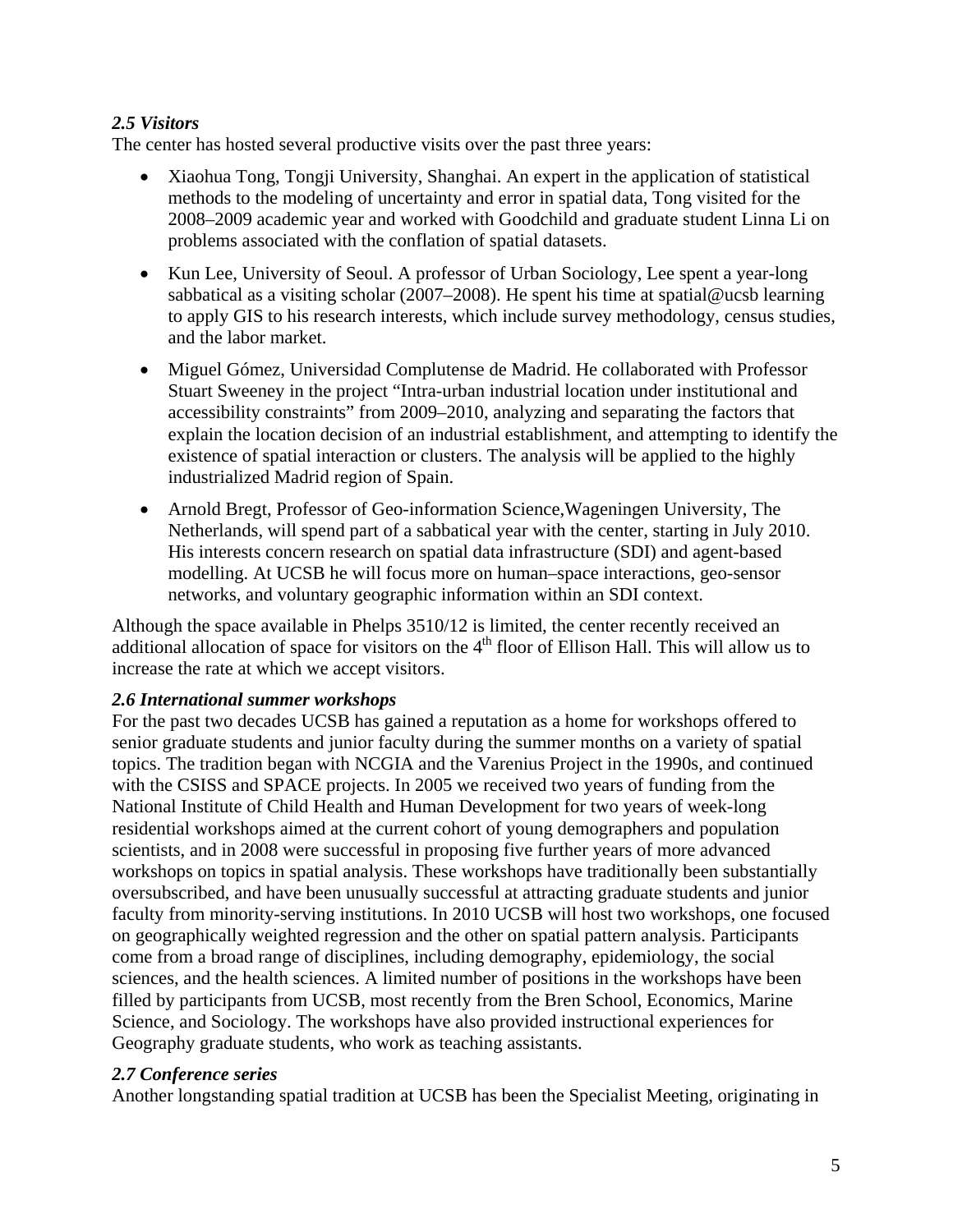### *2.5 Visitors*

The center has hosted several productive visits over the past three years:

- Xiaohua Tong, Tongji University, Shanghai. An expert in the application of statistical methods to the modeling of uncertainty and error in spatial data, Tong visited for the 2008–2009 academic year and worked with Goodchild and graduate student Linna Li on problems associated with the conflation of spatial datasets.
- Kun Lee, University of Seoul. A professor of Urban Sociology, Lee spent a year-long sabbatical as a visiting scholar (2007–2008). He spent his time at spatial@ucsb learning to apply GIS to his research interests, which include survey methodology, census studies, and the labor market.
- Miguel Gómez, Universidad Complutense de Madrid. He collaborated with Professor Stuart Sweeney in the project "Intra-urban industrial location under institutional and accessibility constraints" from 2009–2010, analyzing and separating the factors that explain the location decision of an industrial establishment, and attempting to identify the existence of spatial interaction or clusters. The analysis will be applied to the highly industrialized Madrid region of Spain.
- Arnold Bregt, Professor of Geo-information Science,Wageningen University, The Netherlands, will spend part of a sabbatical year with the center, starting in July 2010. His interests concern research on spatial data infrastructure (SDI) and agent-based modelling. At UCSB he will focus more on human–space interactions, geo-sensor networks, and voluntary geographic information within an SDI context.

Although the space available in Phelps 3510/12 is limited, the center recently received an additional allocation of space for visitors on the 4th floor of Ellison Hall. This will allow us to increase the rate at which we accept visitors.

### *2.6 International summer workshops*

For the past two decades UCSB has gained a reputation as a home for workshops offered to senior graduate students and junior faculty during the summer months on a variety of spatial topics. The tradition began with NCGIA and the Varenius Project in the 1990s, and continued with the CSISS and SPACE projects. In 2005 we received two years of funding from the National Institute of Child Health and Human Development for two years of week-long residential workshops aimed at the current cohort of young demographers and population scientists, and in 2008 were successful in proposing five further years of more advanced workshops on topics in spatial analysis. These workshops have traditionally been substantially oversubscribed, and have been unusually successful at attracting graduate students and junior faculty from minority-serving institutions. In 2010 UCSB will host two workshops, one focused on geographically weighted regression and the other on spatial pattern analysis. Participants come from a broad range of disciplines, including demography, epidemiology, the social sciences, and the health sciences. A limited number of positions in the workshops have been filled by participants from UCSB, most recently from the Bren School, Economics, Marine Science, and Sociology. The workshops have also provided instructional experiences for Geography graduate students, who work as teaching assistants.

### *2.7 Conference series*

Another longstanding spatial tradition at UCSB has been the Specialist Meeting, originating in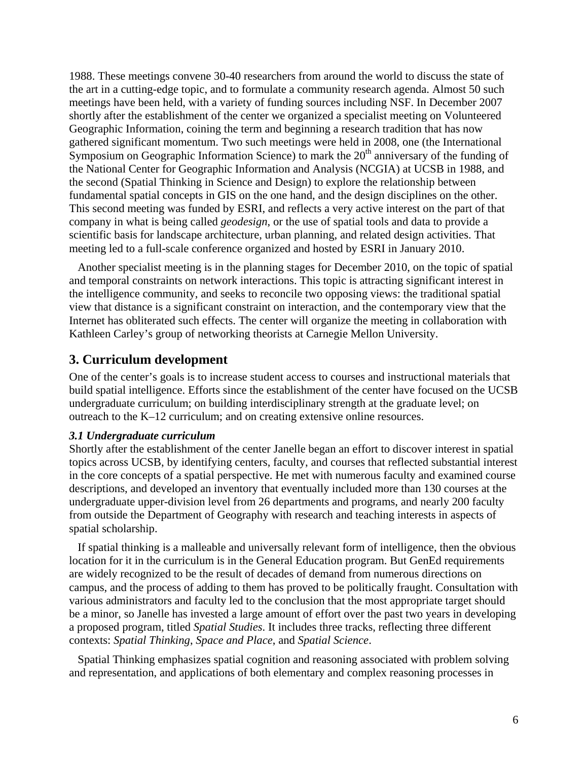1988. These meetings convene 30-40 researchers from around the world to discuss the state of the art in a cutting-edge topic, and to formulate a community research agenda. Almost 50 such meetings have been held, with a variety of funding sources including NSF. In December 2007 shortly after the establishment of the center we organized a specialist meeting on Volunteered Geographic Information, coining the term and beginning a research tradition that has now gathered significant momentum. Two such meetings were held in 2008, one (the International Symposium on Geographic Information Science) to mark the 20th anniversary of the funding of the National Center for Geographic Information and Analysis (NCGIA) at UCSB in 1988, and the second (Spatial Thinking in Science and Design) to explore the relationship between fundamental spatial concepts in GIS on the one hand, and the design disciplines on the other. This second meeting was funded by ESRI, and reflects a very active interest on the part of that company in what is being called *geodesign*, or the use of spatial tools and data to provide a scientific basis for landscape architecture, urban planning, and related design activities. That meeting led to a full-scale conference organized and hosted by ESRI in January 2010.

Another specialist meeting is in the planning stages for December 2010, on the topic of spatial and temporal constraints on network interactions. This topic is attracting significant interest in the intelligence community, and seeks to reconcile two opposing views: the traditional spatial view that distance is a significant constraint on interaction, and the contemporary view that the Internet has obliterated such effects. The center will organize the meeting in collaboration with Kathleen Carley's group of networking theorists at Carnegie Mellon University.

## 3. Curriculum development

One of the center's goals is to increase student access to courses and instructional materials that build spatial intelligence. Efforts since the establishment of the center have focused on the UCSB undergraduate curriculum; on building interdisciplinary strength at the graduate level; on outreach to the K–12 curriculum; and on creating extensive online resources.

### *3.1 Undergraduate curriculum*

Shortly after the establishment of the center Janelle began an effort to discover interest in spatial topics across UCSB, by identifying centers, faculty, and courses that reflected substantial interest in the core concepts of a spatial perspective. He met with numerous faculty and examined course descriptions, and developed an inventory that eventually included more than 130 courses at the undergraduate upper-division level from 26 departments and programs, and nearly 200 faculty from outside the Department of Geography with research and teaching interests in aspects of spatial scholarship.

If spatial thinking is a malleable and universally relevant form of intelligence, then the obvious location for it in the curriculum is in the General Education program. But GenEd requirements are widely recognized to be the result of decades of demand from numerous directions on campus, and the process of adding to them has proved to be politically fraught. Consultation with various administrators and faculty led to the conclusion that the most appropriate target should be a minor, so Janelle has invested a large amount of effort over the past two years in developing a proposed program, titled *Spatial Studies*. It includes three tracks, reflecting three different contexts: *Spatial Thinking*, *Space and Place*, and *Spatial Science*.

Spatial Thinking emphasizes spatial cognition and reasoning associated with problem solving and representation, and applications of both elementary and complex reasoning processes in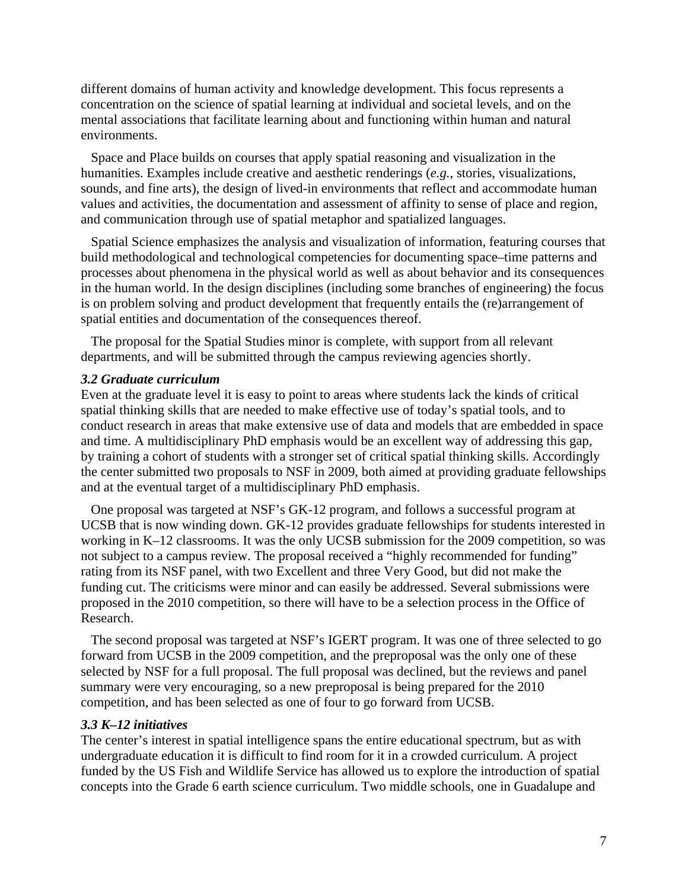different domains of human activity and knowledge development. This focus represents a concentration on the science of spatial learning at individual and societal levels, and on the mental associations that facilitate learning about and functioning within human and natural environments.

Space and Place builds on courses that apply spatial reasoning and visualization in the humanities. Examples include creative and aesthetic renderings (*e.g.*, stories, visualizations, sounds, and fine arts), the design of lived-in environments that reflect and accommodate human values and activities, the documentation and assessment of affinity to sense of place and region, and communication through use of spatial metaphor and spatialized languages.

Spatial Science emphasizes the analysis and visualization of information, featuring courses that build methodological and technological competencies for documenting space–time patterns and processes about phenomena in the physical world as well as about behavior and its consequences in the human world. In the design disciplines (including some branches of engineering) the focus is on problem solving and product development that frequently entails the (re)arrangement of spatial entities and documentation of the consequences thereof.

The proposal for the Spatial Studies minor is complete, with support from all relevant departments, and will be submitted through the campus reviewing agencies shortly.

### *3.2 Graduate curriculum*

Even at the graduate level it is easy to point to areas where students lack the kinds of critical spatial thinking skills that are needed to make effective use of today's spatial tools, and to conduct research in areas that make extensive use of data and models that are embedded in space and time. A multidisciplinary PhD emphasis would be an excellent way of addressing this gap, by training a cohort of students with a stronger set of critical spatial thinking skills. Accordingly the center submitted two proposals to NSF in 2009, both aimed at providing graduate fellowships and at the eventual target of a multidisciplinary PhD emphasis.

One proposal was targeted at NSF's GK-12 program, and follows a successful program at UCSB that is now winding down. GK-12 provides graduate fellowships for students interested in working in K–12 classrooms. It was the only UCSB submission for the 2009 competition, so was not subject to a campus review. The proposal received a "highly recommended for funding" rating from its NSF panel, with two Excellent and three Very Good, but did not make the funding cut. The criticisms were minor and can easily be addressed. Several submissions were proposed in the 2010 competition, so there will have to be a selection process in the Office of Research.

The second proposal was targeted at NSF's IGERT program. It was one of three selected to go forward from UCSB in the 2009 competition, and the preproposal was the only one of these selected by NSF for a full proposal. The full proposal was declined, but the reviews and panel summary were very encouraging, so a new preproposal is being prepared for the 2010 competition, and has been selected as one of four to go forward from UCSB.

### *3.3 K–12 initiatives*

The center's interest in spatial intelligence spans the entire educational spectrum, but as with undergraduate education it is difficult to find room for it in a crowded curriculum. A project funded by the US Fish and Wildlife Service has allowed us to explore the introduction of spatial concepts into the Grade 6 earth science curriculum. Two middle schools, one in Guadalupe and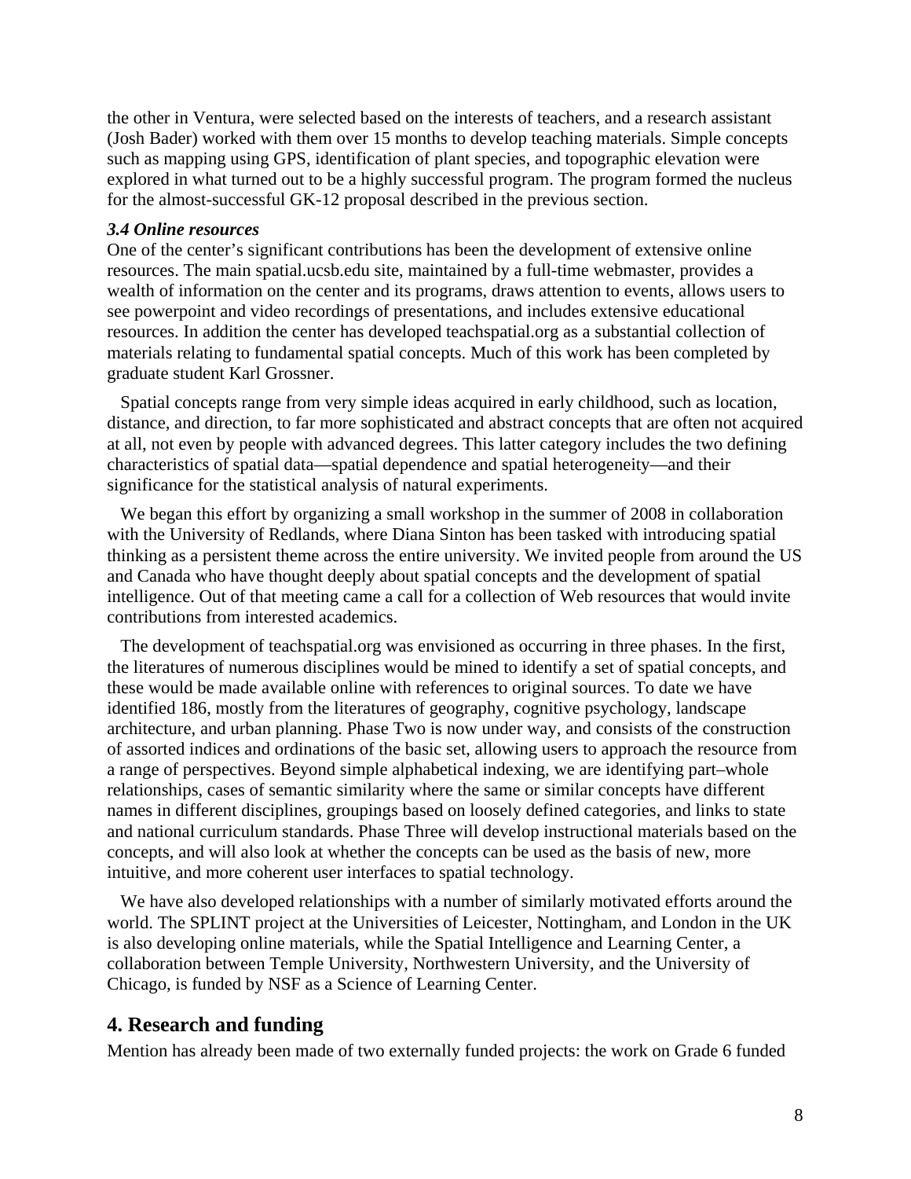the other in Ventura, were selected based on the interests of teachers, and a research assistant (Josh Bader) worked with them over 15 months to develop teaching materials. Simple concepts such as mapping using GPS, identification of plant species, and topographic elevation were explored in what turned out to be a highly successful program. The program formed the nucleus for the almost-successful GK-12 proposal described in the previous section.

### *3.4 Online resources*

One of the center's significant contributions has been the development of extensive online resources. The main spatial.ucsb.edu site, maintained by a full-time webmaster, provides a wealth of information on the center and its programs, draws attention to events, allows users to see powerpoint and video recordings of presentations, and includes extensive educational resources. In addition the center has developed teachspatial.org as a substantial collection of materials relating to fundamental spatial concepts. Much of this work has been completed by graduate student Karl Grossner.

Spatial concepts range from very simple ideas acquired in early childhood, such as location, distance, and direction, to far more sophisticated and abstract concepts that are often not acquired at all, not even by people with advanced degrees. This latter category includes the two defining characteristics of spatial data—spatial dependence and spatial heterogeneity—and their significance for the statistical analysis of natural experiments.

We began this effort by organizing a small workshop in the summer of 2008 in collaboration with the University of Redlands, where Diana Sinton has been tasked with introducing spatial thinking as a persistent theme across the entire university. We invited people from around the US and Canada who have thought deeply about spatial concepts and the development of spatial intelligence. Out of that meeting came a call for a collection of Web resources that would invite contributions from interested academics.

The development of teachspatial.org was envisioned as occurring in three phases. In the first, the literatures of numerous disciplines would be mined to identify a set of spatial concepts, and these would be made available online with references to original sources. To date we have identified 186, mostly from the literatures of geography, cognitive psychology, landscape architecture, and urban planning. Phase Two is now under way, and consists of the construction of assorted indices and ordinations of the basic set, allowing users to approach the resource from a range of perspectives. Beyond simple alphabetical indexing, we are identifying part–whole relationships, cases of semantic similarity where the same or similar concepts have different names in different disciplines, groupings based on loosely defined categories, and links to state and national curriculum standards. Phase Three will develop instructional materials based on the concepts, and will also look at whether the concepts can be used as the basis of new, more intuitive, and more coherent user interfaces to spatial technology.

We have also developed relationships with a number of similarly motivated efforts around the world. The SPLINT project at the Universities of Leicester, Nottingham, and London in the UK is also developing online materials, while the Spatial Intelligence and Learning Center, a collaboration between Temple University, Northwestern University, and the University of Chicago, is funded by NSF as a Science of Learning Center.

## 4. Research and funding

Mention has already been made of two externally funded projects: the work on Grade 6 funded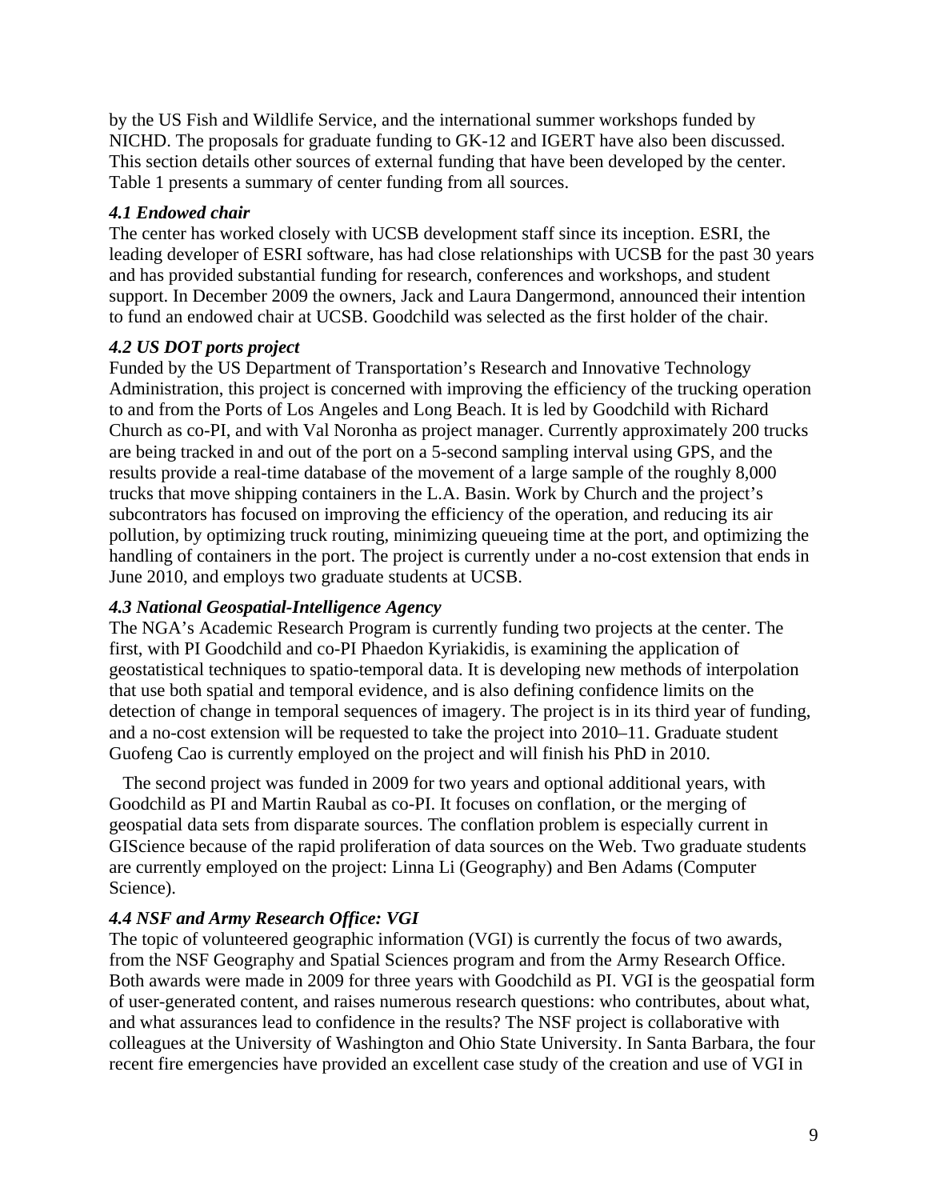by the US Fish and Wildlife Service, and the international summer workshops funded by NICHD. The proposals for graduate funding to GK-12 and IGERT have also been discussed. This section details other sources of external funding that have been developed by the center. Table 1 presents a summary of center funding from all sources.

### *4.1 Endowed chair*

The center has worked closely with UCSB development staff since its inception. ESRI, the leading developer of ESRI software, has had close relationships with UCSB for the past 30 years and has provided substantial funding for research, conferences and workshops, and student support. In December 2009 the owners, Jack and Laura Dangermond, announced their intention to fund an endowed chair at UCSB. Goodchild was selected as the first holder of the chair.

### *4.2 US DOT ports project*

Funded by the US Department of Transportation's Research and Innovative Technology Administration, this project is concerned with improving the efficiency of the trucking operation to and from the Ports of Los Angeles and Long Beach. It is led by Goodchild with Richard Church as co-PI, and with Val Noronha as project manager. Currently approximately 200 trucks are being tracked in and out of the port on a 5-second sampling interval using GPS, and the results provide a real-time database of the movement of a large sample of the roughly 8,000 trucks that move shipping containers in the L.A. Basin. Work by Church and the project's subcontrators has focused on improving the efficiency of the operation, and reducing its air pollution, by optimizing truck routing, minimizing queueing time at the port, and optimizing the handling of containers in the port. The project is currently under a no-cost extension that ends in June 2010, and employs two graduate students at UCSB.

### *4.3 National Geospatial-Intelligence Agency*

The NGA's Academic Research Program is currently funding two projects at the center. The first, with PI Goodchild and co-PI Phaedon Kyriakidis, is examining the application of geostatistical techniques to spatio-temporal data. It is developing new methods of interpolation that use both spatial and temporal evidence, and is also defining confidence limits on the detection of change in temporal sequences of imagery. The project is in its third year of funding, and a no-cost extension will be requested to take the project into 2010–11. Graduate student Guofeng Cao is currently employed on the project and will finish his PhD in 2010.

The second project was funded in 2009 for two years and optional additional years, with Goodchild as PI and Martin Raubal as co-PI. It focuses on conflation, or the merging of geospatial data sets from disparate sources. The conflation problem is especially current in GIScience because of the rapid proliferation of data sources on the Web. Two graduate students are currently employed on the project: Linna Li (Geography) and Ben Adams (Computer Science).

### *4.4 NSF and Army Research Office: VGI*

The topic of volunteered geographic information (VGI) is currently the focus of two awards, from the NSF Geography and Spatial Sciences program and from the Army Research Office. Both awards were made in 2009 for three years with Goodchild as PI. VGI is the geospatial form of user-generated content, and raises numerous research questions: who contributes, about what, and what assurances lead to confidence in the results? The NSF project is collaborative with colleagues at the University of Washington and Ohio State University. In Santa Barbara, the four recent fire emergencies have provided an excellent case study of the creation and use of VGI in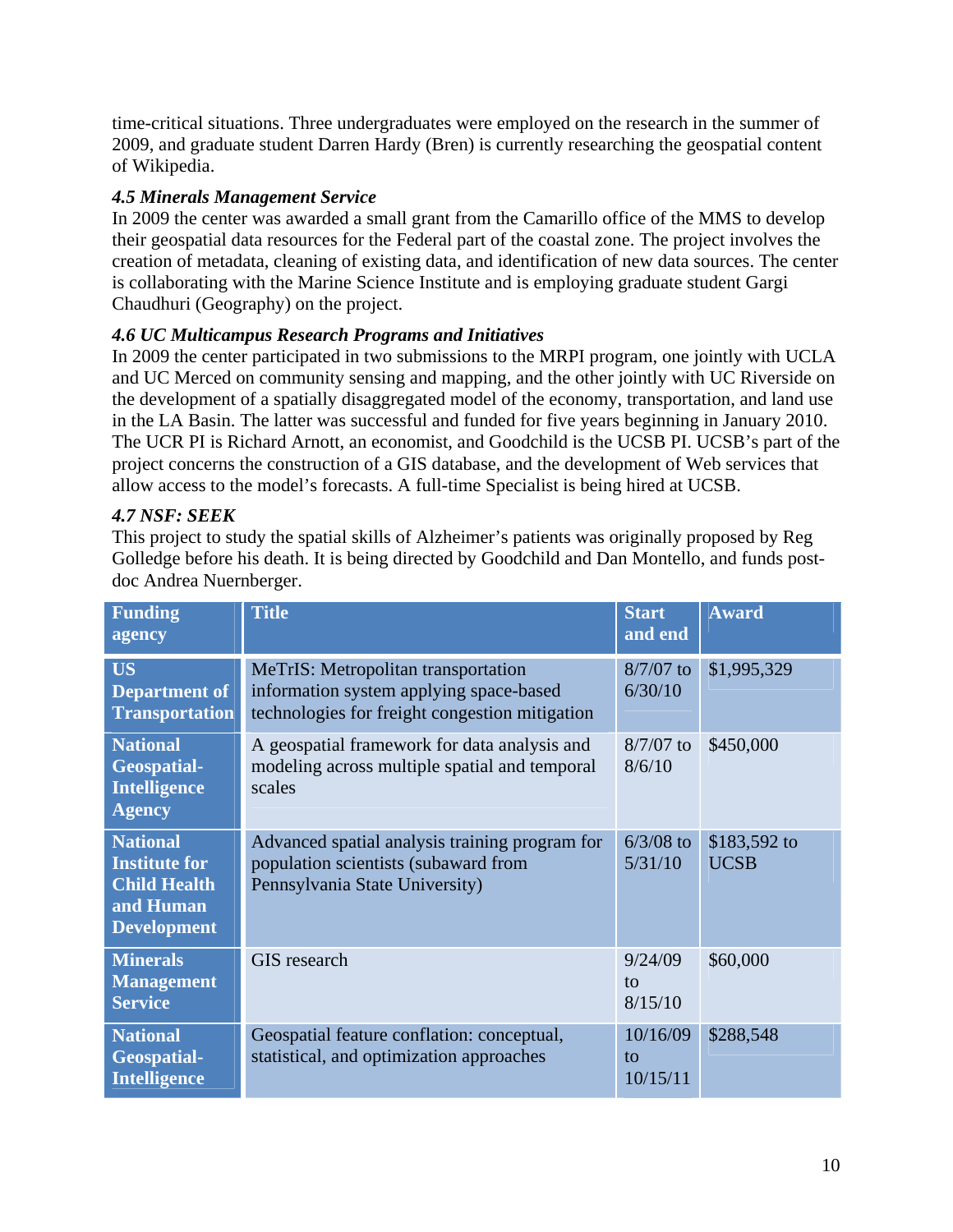time-critical situations. Three undergraduates were employed on the research in the summer of 2009, and graduate student Darren Hardy (Bren) is currently researching the geospatial content of Wikipedia.

### *4.5 Minerals Management Service*

In 2009 the center was awarded a small grant from the Camarillo office of the MMS to develop their geospatial data resources for the Federal part of the coastal zone. The project involves the creation of metadata, cleaning of existing data, and identification of new data sources. The center is collaborating with the Marine Science Institute and is employing graduate student Gargi Chaudhuri (Geography) on the project.

### *4.6 UC Multicampus Research Programs and Initiatives*

In 2009 the center participated in two submissions to the MRPI program, one jointly with UCLA and UC Merced on community sensing and mapping, and the other jointly with UC Riverside on the development of a spatially disaggregated model of the economy, transportation, and land use in the LA Basin. The latter was successful and funded for five years beginning in January 2010. The UCR PI is Richard Arnott, an economist, and Goodchild is the UCSB PI. UCSB's part of the project concerns the construction of a GIS database, and the development of Web services that allow access to the model's forecasts. A full-time Specialist is being hired at UCSB.

### *4.7 NSF: SEEK*

This project to study the spatial skills of Alzheimer's patients was originally proposed by Reg Golledge before his death. It is being directed by Goodchild and Dan Montello, and funds post-doc Andrea Nuernberger.

| Funding agency | Title | Start and end | Award |
|---|---|---|---|
| **US Department of Transportation** | MeTrIS: Metropolitan transportation information system applying space-based technologies for freight congestion mitigation | 8/7/07 to 6/30/10 | $1,995,329 |
| **National Geospatial-Intelligence Agency** | A geospatial framework for data analysis and modeling across multiple spatial and temporal scales | 8/7/07 to 8/6/10 | $450,000 |
| **National Institute for Child Health and Human Development** | Advanced spatial analysis training program for population scientists (subaward from Pennsylvania State University) | 6/3/08 to 5/31/10 | $183,592 to UCSB |
| **Minerals Management Service** | GIS research | 9/24/09 to 8/15/10 | $60,000 |
| **National Geospatial-Intelligence** | Geospatial feature conflation: conceptual, statistical, and optimization approaches | 10/16/09 to 10/15/11 | $288,548 |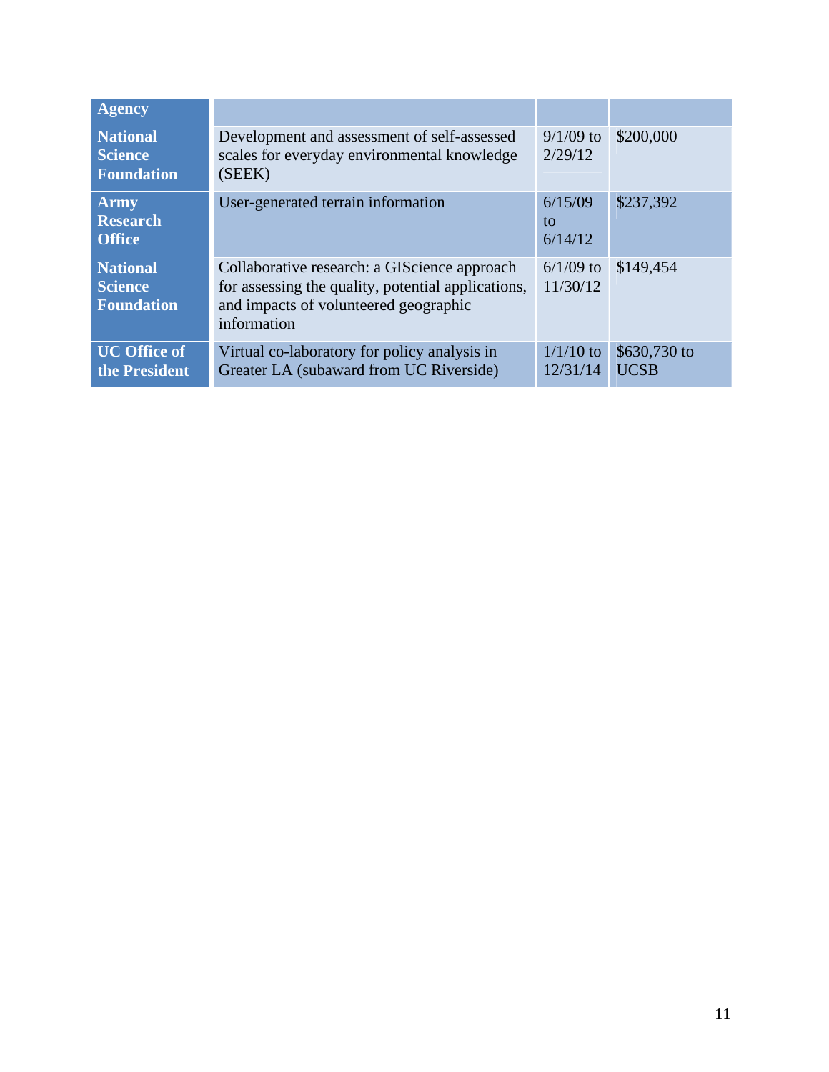| Agency | | | |
|---|---|---|---|
| **National Science Foundation** | Development and assessment of self-assessed scales for everyday environmental knowledge (SEEK) | 9/1/09 to 2/29/12 | $200,000 |
| **Army Research Office** | User-generated terrain information | 6/15/09 to 6/14/12 | $237,392 |
| **National Science Foundation** | Collaborative research: a GIScience approach for assessing the quality, potential applications, and impacts of volunteered geographic information | 6/1/09 to 11/30/12 | $149,454 |
| **UC Office of the President** | Virtual co-laboratory for policy analysis in Greater LA (subaward from UC Riverside) | 1/1/10 to 12/31/14 | $630,730 to UCSB |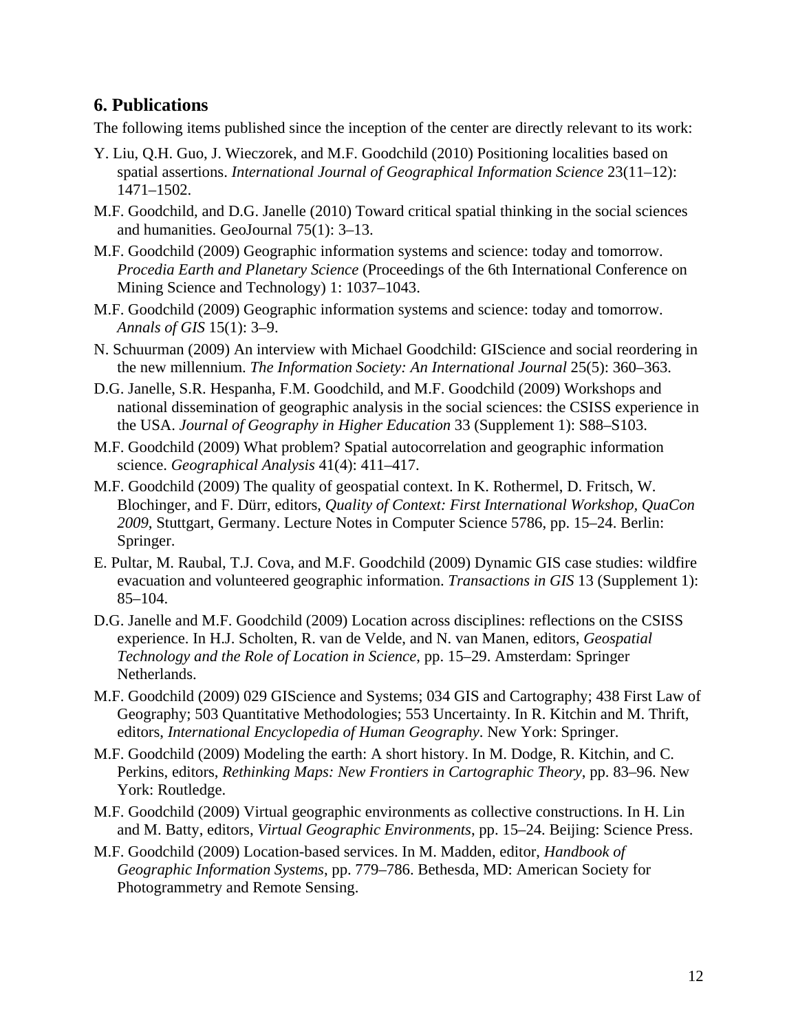## 6. Publications

The following items published since the inception of the center are directly relevant to its work:

Y. Liu, Q.H. Guo, J. Wieczorek, and M.F. Goodchild (2010) Positioning localities based on spatial assertions. *International Journal of Geographical Information Science* 23(11–12): 1471–1502.

M.F. Goodchild, and D.G. Janelle (2010) Toward critical spatial thinking in the social sciences and humanities. GeoJournal 75(1): 3–13.

M.F. Goodchild (2009) Geographic information systems and science: today and tomorrow. *Procedia Earth and Planetary Science* (Proceedings of the 6th International Conference on Mining Science and Technology) 1: 1037–1043.

M.F. Goodchild (2009) Geographic information systems and science: today and tomorrow. *Annals of GIS* 15(1): 3–9.

N. Schuurman (2009) An interview with Michael Goodchild: GIScience and social reordering in the new millennium. *The Information Society: An International Journal* 25(5): 360–363.

D.G. Janelle, S.R. Hespanha, F.M. Goodchild, and M.F. Goodchild (2009) Workshops and national dissemination of geographic analysis in the social sciences: the CSISS experience in the USA. *Journal of Geography in Higher Education* 33 (Supplement 1): S88–S103.

M.F. Goodchild (2009) What problem? Spatial autocorrelation and geographic information science. *Geographical Analysis* 41(4): 411–417.

M.F. Goodchild (2009) The quality of geospatial context. In K. Rothermel, D. Fritsch, W. Blochinger, and F. Dürr, editors, *Quality of Context: First International Workshop, QuaCon 2009*, Stuttgart, Germany. Lecture Notes in Computer Science 5786, pp. 15–24. Berlin: Springer.

E. Pultar, M. Raubal, T.J. Cova, and M.F. Goodchild (2009) Dynamic GIS case studies: wildfire evacuation and volunteered geographic information. *Transactions in GIS* 13 (Supplement 1): 85–104.

D.G. Janelle and M.F. Goodchild (2009) Location across disciplines: reflections on the CSISS experience. In H.J. Scholten, R. van de Velde, and N. van Manen, editors, *Geospatial Technology and the Role of Location in Science*, pp. 15–29. Amsterdam: Springer Netherlands.

M.F. Goodchild (2009) 029 GIScience and Systems; 034 GIS and Cartography; 438 First Law of Geography; 503 Quantitative Methodologies; 553 Uncertainty. In R. Kitchin and M. Thrift, editors, *International Encyclopedia of Human Geography*. New York: Springer.

M.F. Goodchild (2009) Modeling the earth: A short history. In M. Dodge, R. Kitchin, and C. Perkins, editors, *Rethinking Maps: New Frontiers in Cartographic Theory*, pp. 83–96. New York: Routledge.

M.F. Goodchild (2009) Virtual geographic environments as collective constructions. In H. Lin and M. Batty, editors, *Virtual Geographic Environments*, pp. 15–24. Beijing: Science Press.

M.F. Goodchild (2009) Location-based services. In M. Madden, editor, *Handbook of Geographic Information Systems*, pp. 779–786. Bethesda, MD: American Society for Photogrammetry and Remote Sensing.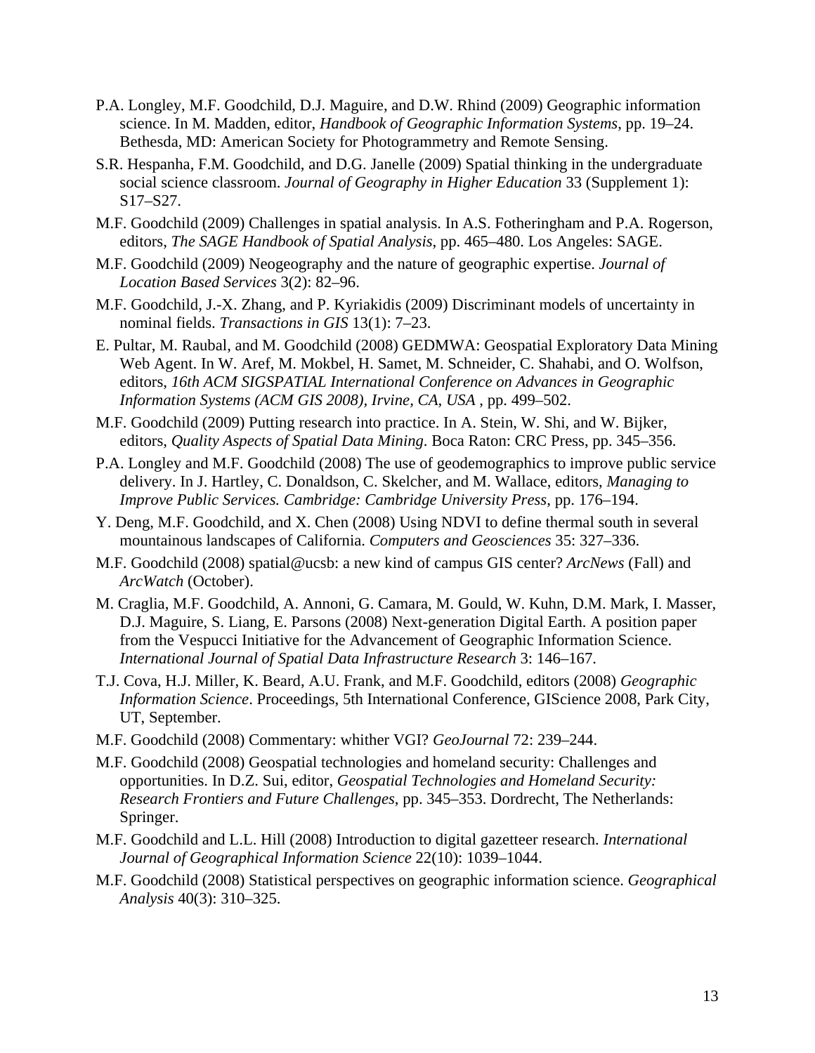P.A. Longley, M.F. Goodchild, D.J. Maguire, and D.W. Rhind (2009) Geographic information science. In M. Madden, editor, *Handbook of Geographic Information Systems*, pp. 19–24. Bethesda, MD: American Society for Photogrammetry and Remote Sensing.

S.R. Hespanha, F.M. Goodchild, and D.G. Janelle (2009) Spatial thinking in the undergraduate social science classroom. *Journal of Geography in Higher Education* 33 (Supplement 1): S17–S27.

M.F. Goodchild (2009) Challenges in spatial analysis. In A.S. Fotheringham and P.A. Rogerson, editors, *The SAGE Handbook of Spatial Analysis*, pp. 465–480. Los Angeles: SAGE.

M.F. Goodchild (2009) Neogeography and the nature of geographic expertise. *Journal of Location Based Services* 3(2): 82–96.

M.F. Goodchild, J.-X. Zhang, and P. Kyriakidis (2009) Discriminant models of uncertainty in nominal fields. *Transactions in GIS* 13(1): 7–23.

E. Pultar, M. Raubal, and M. Goodchild (2008) GEDMWA: Geospatial Exploratory Data Mining Web Agent. In W. Aref, M. Mokbel, H. Samet, M. Schneider, C. Shahabi, and O. Wolfson, editors, *16th ACM SIGSPATIAL International Conference on Advances in Geographic Information Systems (ACM GIS 2008), Irvine, CA, USA* , pp. 499–502.

M.F. Goodchild (2009) Putting research into practice. In A. Stein, W. Shi, and W. Bijker, editors, *Quality Aspects of Spatial Data Mining*. Boca Raton: CRC Press, pp. 345–356.

P.A. Longley and M.F. Goodchild (2008) The use of geodemographics to improve public service delivery. In J. Hartley, C. Donaldson, C. Skelcher, and M. Wallace, editors, *Managing to Improve Public Services. Cambridge: Cambridge University Press*, pp. 176–194.

Y. Deng, M.F. Goodchild, and X. Chen (2008) Using NDVI to define thermal south in several mountainous landscapes of California. *Computers and Geosciences* 35: 327–336.

M.F. Goodchild (2008) spatial@ucsb: a new kind of campus GIS center? *ArcNews* (Fall) and *ArcWatch* (October).

M. Craglia, M.F. Goodchild, A. Annoni, G. Camara, M. Gould, W. Kuhn, D.M. Mark, I. Masser, D.J. Maguire, S. Liang, E. Parsons (2008) Next-generation Digital Earth. A position paper from the Vespucci Initiative for the Advancement of Geographic Information Science. *International Journal of Spatial Data Infrastructure Research* 3: 146–167.

T.J. Cova, H.J. Miller, K. Beard, A.U. Frank, and M.F. Goodchild, editors (2008) *Geographic Information Science*. Proceedings, 5th International Conference, GIScience 2008, Park City, UT, September.

M.F. Goodchild (2008) Commentary: whither VGI? *GeoJournal* 72: 239–244.

M.F. Goodchild (2008) Geospatial technologies and homeland security: Challenges and opportunities. In D.Z. Sui, editor, *Geospatial Technologies and Homeland Security: Research Frontiers and Future Challenges*, pp. 345–353. Dordrecht, The Netherlands: Springer.

M.F. Goodchild and L.L. Hill (2008) Introduction to digital gazetteer research. *International Journal of Geographical Information Science* 22(10): 1039–1044.

M.F. Goodchild (2008) Statistical perspectives on geographic information science. *Geographical Analysis* 40(3): 310–325.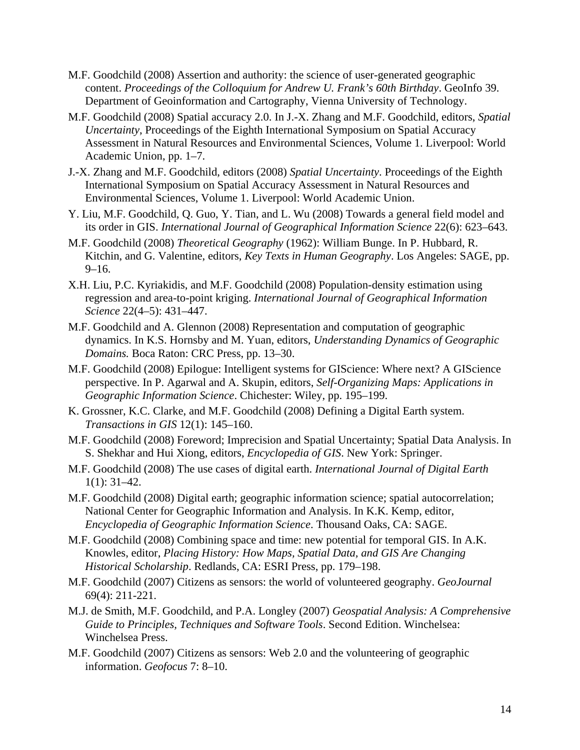M.F. Goodchild (2008) Assertion and authority: the science of user-generated geographic content. *Proceedings of the Colloquium for Andrew U. Frank's 60th Birthday*. GeoInfo 39. Department of Geoinformation and Cartography, Vienna University of Technology.

M.F. Goodchild (2008) Spatial accuracy 2.0. In J.-X. Zhang and M.F. Goodchild, editors, *Spatial Uncertainty*, Proceedings of the Eighth International Symposium on Spatial Accuracy Assessment in Natural Resources and Environmental Sciences, Volume 1. Liverpool: World Academic Union, pp. 1–7.

J.-X. Zhang and M.F. Goodchild, editors (2008) *Spatial Uncertainty*. Proceedings of the Eighth International Symposium on Spatial Accuracy Assessment in Natural Resources and Environmental Sciences, Volume 1. Liverpool: World Academic Union.

Y. Liu, M.F. Goodchild, Q. Guo, Y. Tian, and L. Wu (2008) Towards a general field model and its order in GIS. *International Journal of Geographical Information Science* 22(6): 623–643.

M.F. Goodchild (2008) *Theoretical Geography* (1962): William Bunge. In P. Hubbard, R. Kitchin, and G. Valentine, editors, *Key Texts in Human Geography*. Los Angeles: SAGE, pp. 9–16.

X.H. Liu, P.C. Kyriakidis, and M.F. Goodchild (2008) Population-density estimation using regression and area-to-point kriging. *International Journal of Geographical Information Science* 22(4–5): 431–447.

M.F. Goodchild and A. Glennon (2008) Representation and computation of geographic dynamics. In K.S. Hornsby and M. Yuan, editors, *Understanding Dynamics of Geographic Domains.* Boca Raton: CRC Press, pp. 13–30.

M.F. Goodchild (2008) Epilogue: Intelligent systems for GIScience: Where next? A GIScience perspective. In P. Agarwal and A. Skupin, editors, *Self-Organizing Maps: Applications in Geographic Information Science*. Chichester: Wiley, pp. 195–199.

K. Grossner, K.C. Clarke, and M.F. Goodchild (2008) Defining a Digital Earth system. *Transactions in GIS* 12(1): 145–160.

M.F. Goodchild (2008) Foreword; Imprecision and Spatial Uncertainty; Spatial Data Analysis. In S. Shekhar and Hui Xiong, editors, *Encyclopedia of GIS*. New York: Springer.

M.F. Goodchild (2008) The use cases of digital earth. *International Journal of Digital Earth* 1(1): 31–42.

M.F. Goodchild (2008) Digital earth; geographic information science; spatial autocorrelation; National Center for Geographic Information and Analysis. In K.K. Kemp, editor, *Encyclopedia of Geographic Information Science*. Thousand Oaks, CA: SAGE.

M.F. Goodchild (2008) Combining space and time: new potential for temporal GIS. In A.K. Knowles, editor, *Placing History: How Maps, Spatial Data, and GIS Are Changing Historical Scholarship*. Redlands, CA: ESRI Press, pp. 179–198.

M.F. Goodchild (2007) Citizens as sensors: the world of volunteered geography. *GeoJournal* 69(4): 211-221.

M.J. de Smith, M.F. Goodchild, and P.A. Longley (2007) *Geospatial Analysis: A Comprehensive Guide to Principles, Techniques and Software Tools*. Second Edition. Winchelsea: Winchelsea Press.

M.F. Goodchild (2007) Citizens as sensors: Web 2.0 and the volunteering of geographic information. *Geofocus* 7: 8–10.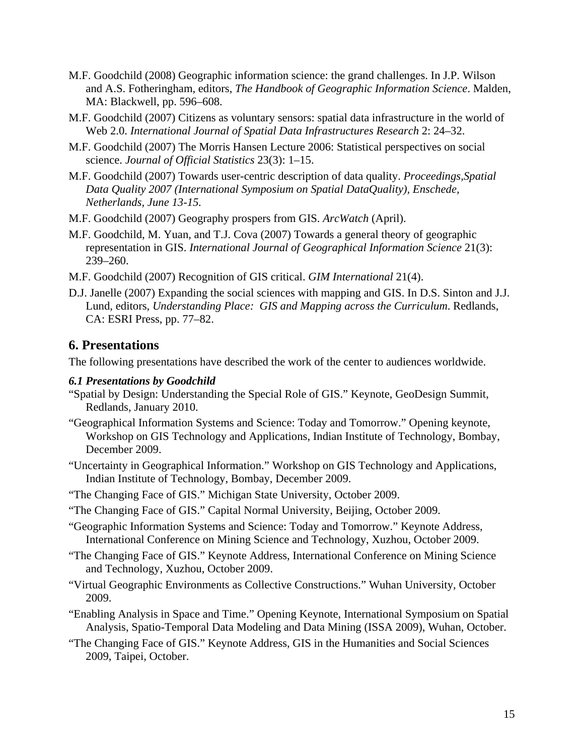M.F. Goodchild (2008) Geographic information science: the grand challenges. In J.P. Wilson and A.S. Fotheringham, editors, *The Handbook of Geographic Information Science*. Malden, MA: Blackwell, pp. 596–608.

M.F. Goodchild (2007) Citizens as voluntary sensors: spatial data infrastructure in the world of Web 2.0. *International Journal of Spatial Data Infrastructures Research* 2: 24–32.

M.F. Goodchild (2007) The Morris Hansen Lecture 2006: Statistical perspectives on social science. *Journal of Official Statistics* 23(3): 1–15.

M.F. Goodchild (2007) Towards user-centric description of data quality. *Proceedings,Spatial Data Quality 2007 (International Symposium on Spatial DataQuality), Enschede, Netherlands, June 13-15.*

M.F. Goodchild (2007) Geography prospers from GIS. *ArcWatch* (April).

M.F. Goodchild, M. Yuan, and T.J. Cova (2007) Towards a general theory of geographic representation in GIS. *International Journal of Geographical Information Science* 21(3): 239–260.

M.F. Goodchild (2007) Recognition of GIS critical. *GIM International* 21(4).

D.J. Janelle (2007) Expanding the social sciences with mapping and GIS. In D.S. Sinton and J.J. Lund, editors, *Understanding Place: GIS and Mapping across the Curriculum*. Redlands, CA: ESRI Press, pp. 77–82.

## 6. Presentations

The following presentations have described the work of the center to audiences worldwide.

### *6.1 Presentations by Goodchild*

"Spatial by Design: Understanding the Special Role of GIS." Keynote, GeoDesign Summit, Redlands, January 2010.

"Geographical Information Systems and Science: Today and Tomorrow." Opening keynote, Workshop on GIS Technology and Applications, Indian Institute of Technology, Bombay, December 2009.

"Uncertainty in Geographical Information." Workshop on GIS Technology and Applications, Indian Institute of Technology, Bombay, December 2009.

"The Changing Face of GIS." Michigan State University, October 2009.

"The Changing Face of GIS." Capital Normal University, Beijing, October 2009.

"Geographic Information Systems and Science: Today and Tomorrow." Keynote Address, International Conference on Mining Science and Technology, Xuzhou, October 2009.

"The Changing Face of GIS." Keynote Address, International Conference on Mining Science and Technology, Xuzhou, October 2009.

"Virtual Geographic Environments as Collective Constructions." Wuhan University, October 2009.

"Enabling Analysis in Space and Time." Opening Keynote, International Symposium on Spatial Analysis, Spatio-Temporal Data Modeling and Data Mining (ISSA 2009), Wuhan, October.

"The Changing Face of GIS." Keynote Address, GIS in the Humanities and Social Sciences 2009, Taipei, October.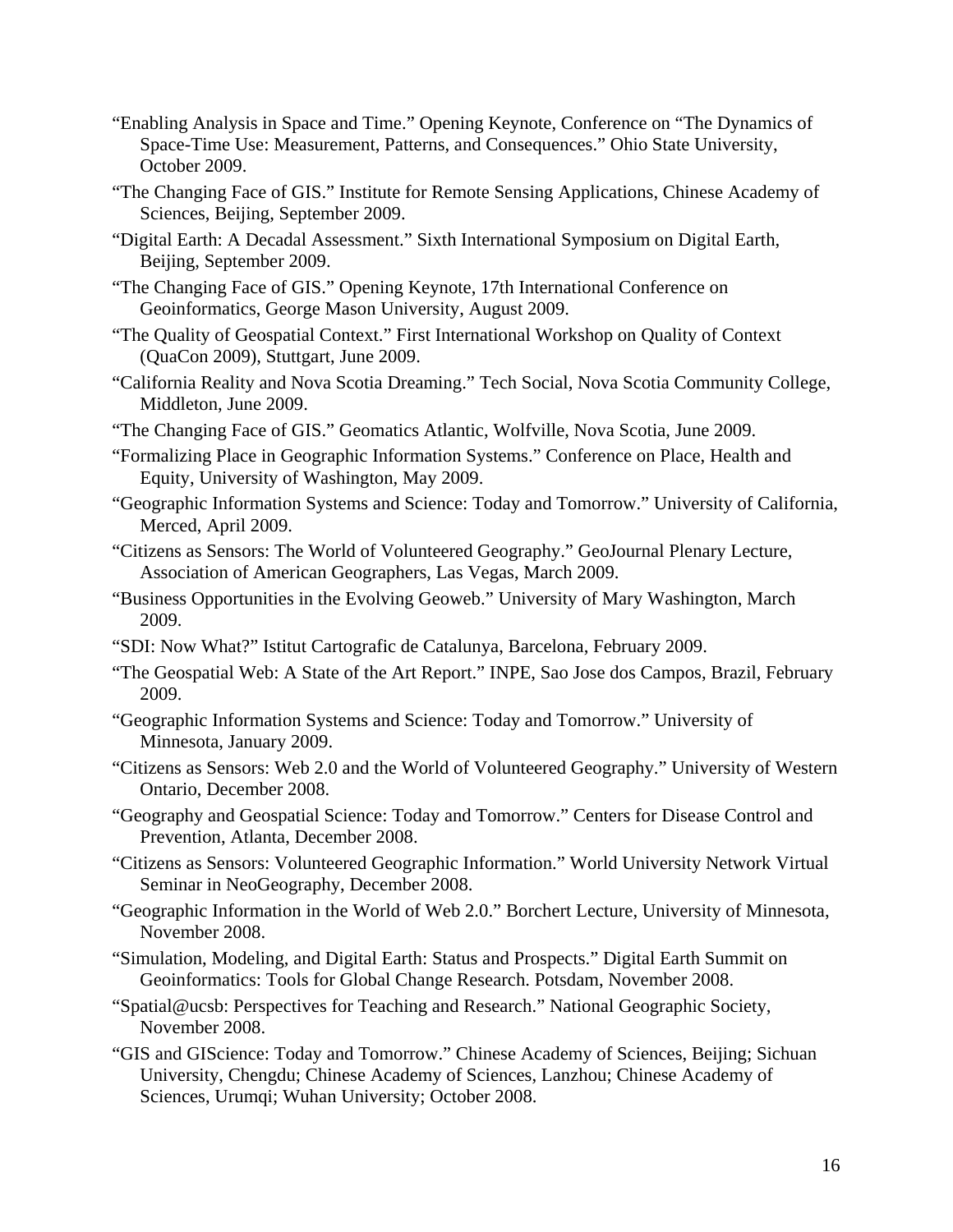"Enabling Analysis in Space and Time." Opening Keynote, Conference on "The Dynamics of Space-Time Use: Measurement, Patterns, and Consequences." Ohio State University, October 2009.

"The Changing Face of GIS." Institute for Remote Sensing Applications, Chinese Academy of Sciences, Beijing, September 2009.

"Digital Earth: A Decadal Assessment." Sixth International Symposium on Digital Earth, Beijing, September 2009.

"The Changing Face of GIS." Opening Keynote, 17th International Conference on Geoinformatics, George Mason University, August 2009.

"The Quality of Geospatial Context." First International Workshop on Quality of Context (QuaCon 2009), Stuttgart, June 2009.

"California Reality and Nova Scotia Dreaming." Tech Social, Nova Scotia Community College, Middleton, June 2009.

"The Changing Face of GIS." Geomatics Atlantic, Wolfville, Nova Scotia, June 2009.

"Formalizing Place in Geographic Information Systems." Conference on Place, Health and Equity, University of Washington, May 2009.

"Geographic Information Systems and Science: Today and Tomorrow." University of California, Merced, April 2009.

"Citizens as Sensors: The World of Volunteered Geography." GeoJournal Plenary Lecture, Association of American Geographers, Las Vegas, March 2009.

"Business Opportunities in the Evolving Geoweb." University of Mary Washington, March 2009.

"SDI: Now What?" Istitut Cartografic de Catalunya, Barcelona, February 2009.

"The Geospatial Web: A State of the Art Report." INPE, Sao Jose dos Campos, Brazil, February 2009.

"Geographic Information Systems and Science: Today and Tomorrow." University of Minnesota, January 2009.

"Citizens as Sensors: Web 2.0 and the World of Volunteered Geography." University of Western Ontario, December 2008.

"Geography and Geospatial Science: Today and Tomorrow." Centers for Disease Control and Prevention, Atlanta, December 2008.

"Citizens as Sensors: Volunteered Geographic Information." World University Network Virtual Seminar in NeoGeography, December 2008.

"Geographic Information in the World of Web 2.0." Borchert Lecture, University of Minnesota, November 2008.

"Simulation, Modeling, and Digital Earth: Status and Prospects." Digital Earth Summit on Geoinformatics: Tools for Global Change Research. Potsdam, November 2008.

"Spatial@ucsb: Perspectives for Teaching and Research." National Geographic Society, November 2008.

"GIS and GIScience: Today and Tomorrow." Chinese Academy of Sciences, Beijing; Sichuan University, Chengdu; Chinese Academy of Sciences, Lanzhou; Chinese Academy of Sciences, Urumqi; Wuhan University; October 2008.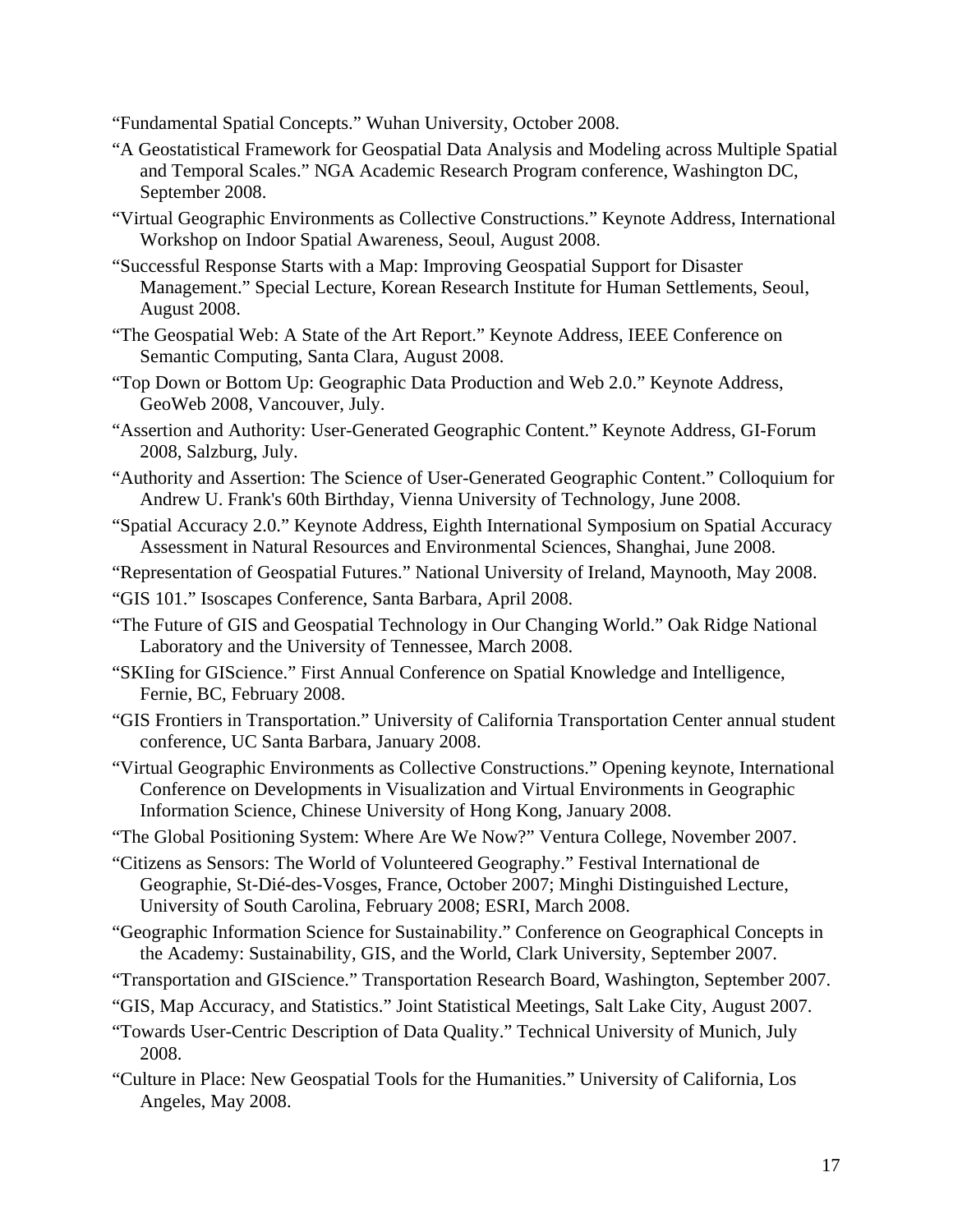"Fundamental Spatial Concepts." Wuhan University, October 2008.

"A Geostatistical Framework for Geospatial Data Analysis and Modeling across Multiple Spatial and Temporal Scales." NGA Academic Research Program conference, Washington DC, September 2008.

"Virtual Geographic Environments as Collective Constructions." Keynote Address, International Workshop on Indoor Spatial Awareness, Seoul, August 2008.

"Successful Response Starts with a Map: Improving Geospatial Support for Disaster Management." Special Lecture, Korean Research Institute for Human Settlements, Seoul, August 2008.

"The Geospatial Web: A State of the Art Report." Keynote Address, IEEE Conference on Semantic Computing, Santa Clara, August 2008.

"Top Down or Bottom Up: Geographic Data Production and Web 2.0." Keynote Address, GeoWeb 2008, Vancouver, July.

"Assertion and Authority: User-Generated Geographic Content." Keynote Address, GI-Forum 2008, Salzburg, July.

"Authority and Assertion: The Science of User-Generated Geographic Content." Colloquium for Andrew U. Frank's 60th Birthday, Vienna University of Technology, June 2008.

"Spatial Accuracy 2.0." Keynote Address, Eighth International Symposium on Spatial Accuracy Assessment in Natural Resources and Environmental Sciences, Shanghai, June 2008.

"Representation of Geospatial Futures." National University of Ireland, Maynooth, May 2008.

"GIS 101." Isoscapes Conference, Santa Barbara, April 2008.

"The Future of GIS and Geospatial Technology in Our Changing World." Oak Ridge National Laboratory and the University of Tennessee, March 2008.

"SKIing for GIScience." First Annual Conference on Spatial Knowledge and Intelligence, Fernie, BC, February 2008.

"GIS Frontiers in Transportation." University of California Transportation Center annual student conference, UC Santa Barbara, January 2008.

"Virtual Geographic Environments as Collective Constructions." Opening keynote, International Conference on Developments in Visualization and Virtual Environments in Geographic Information Science, Chinese University of Hong Kong, January 2008.

"The Global Positioning System: Where Are We Now?" Ventura College, November 2007.

"Citizens as Sensors: The World of Volunteered Geography." Festival International de Geographie, St-Dié-des-Vosges, France, October 2007; Minghi Distinguished Lecture, University of South Carolina, February 2008; ESRI, March 2008.

"Geographic Information Science for Sustainability." Conference on Geographical Concepts in the Academy: Sustainability, GIS, and the World, Clark University, September 2007.

"Transportation and GIScience." Transportation Research Board, Washington, September 2007.

"GIS, Map Accuracy, and Statistics." Joint Statistical Meetings, Salt Lake City, August 2007.

"Towards User-Centric Description of Data Quality." Technical University of Munich, July 2008.

"Culture in Place: New Geospatial Tools for the Humanities." University of California, Los Angeles, May 2008.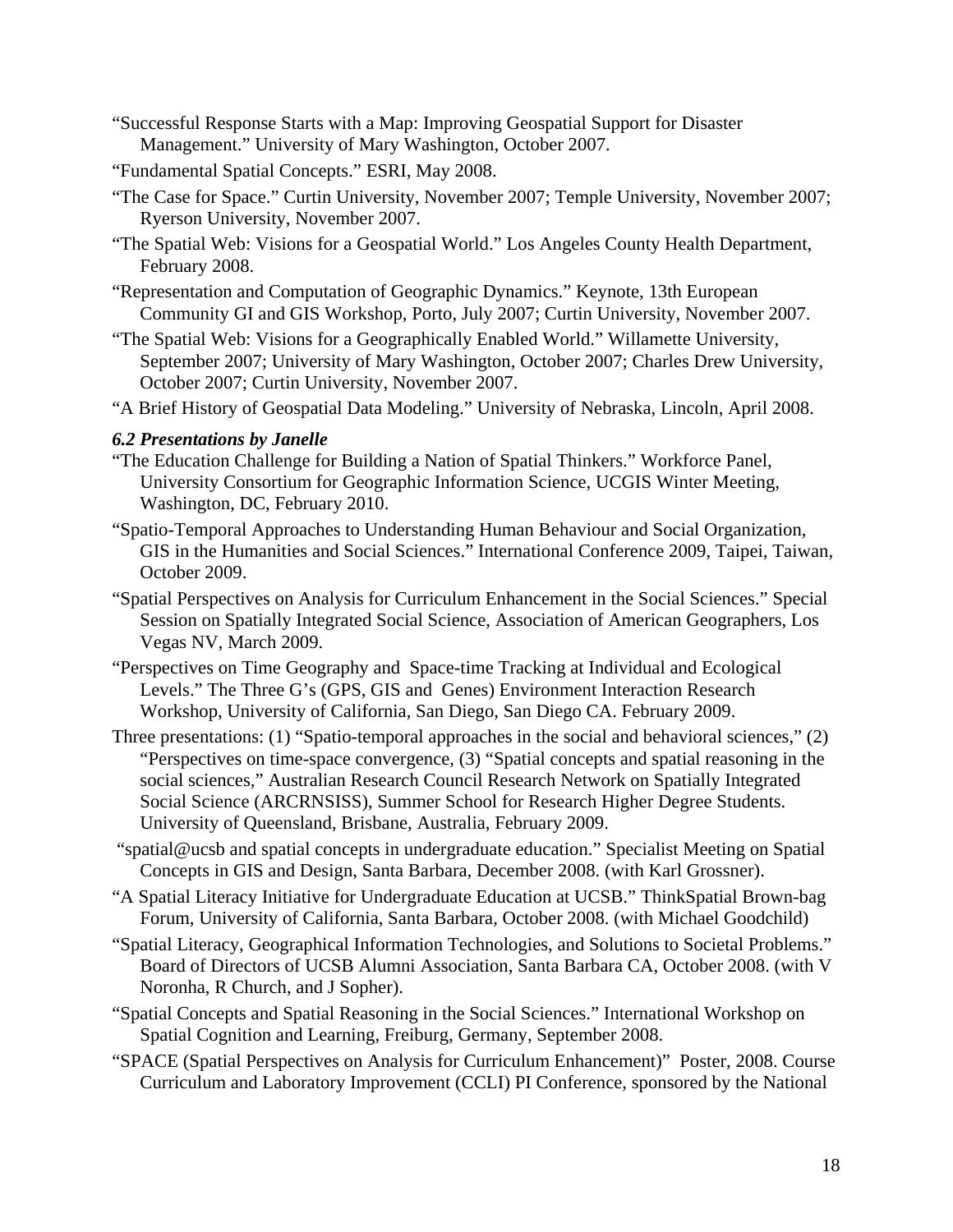"Successful Response Starts with a Map: Improving Geospatial Support for Disaster Management." University of Mary Washington, October 2007.

"Fundamental Spatial Concepts." ESRI, May 2008.

"The Case for Space." Curtin University, November 2007; Temple University, November 2007; Ryerson University, November 2007.

"The Spatial Web: Visions for a Geospatial World." Los Angeles County Health Department, February 2008.

"Representation and Computation of Geographic Dynamics." Keynote, 13th European Community GI and GIS Workshop, Porto, July 2007; Curtin University, November 2007.

"The Spatial Web: Visions for a Geographically Enabled World." Willamette University, September 2007; University of Mary Washington, October 2007; Charles Drew University, October 2007; Curtin University, November 2007.

"A Brief History of Geospatial Data Modeling." University of Nebraska, Lincoln, April 2008.

### *6.2 Presentations by Janelle*

"The Education Challenge for Building a Nation of Spatial Thinkers." Workforce Panel, University Consortium for Geographic Information Science, UCGIS Winter Meeting, Washington, DC, February 2010.

"Spatio-Temporal Approaches to Understanding Human Behaviour and Social Organization, GIS in the Humanities and Social Sciences." International Conference 2009, Taipei, Taiwan, October 2009.

"Spatial Perspectives on Analysis for Curriculum Enhancement in the Social Sciences." Special Session on Spatially Integrated Social Science, Association of American Geographers, Los Vegas NV, March 2009.

"Perspectives on Time Geography and Space-time Tracking at Individual and Ecological Levels." The Three G's (GPS, GIS and Genes) Environment Interaction Research Workshop, University of California, San Diego, San Diego CA. February 2009.

Three presentations: (1) "Spatio-temporal approaches in the social and behavioral sciences," (2) "Perspectives on time-space convergence, (3) "Spatial concepts and spatial reasoning in the social sciences," Australian Research Council Research Network on Spatially Integrated Social Science (ARCRNSISS), Summer School for Research Higher Degree Students. University of Queensland, Brisbane, Australia, February 2009.

"spatial@ucsb and spatial concepts in undergraduate education." Specialist Meeting on Spatial Concepts in GIS and Design, Santa Barbara, December 2008. (with Karl Grossner).

"A Spatial Literacy Initiative for Undergraduate Education at UCSB." ThinkSpatial Brown-bag Forum, University of California, Santa Barbara, October 2008. (with Michael Goodchild)

"Spatial Literacy, Geographical Information Technologies, and Solutions to Societal Problems." Board of Directors of UCSB Alumni Association, Santa Barbara CA, October 2008. (with V Noronha, R Church, and J Sopher).

"Spatial Concepts and Spatial Reasoning in the Social Sciences." International Workshop on Spatial Cognition and Learning, Freiburg, Germany, September 2008.

"SPACE (Spatial Perspectives on Analysis for Curriculum Enhancement)" Poster, 2008. Course Curriculum and Laboratory Improvement (CCLI) PI Conference, sponsored by the National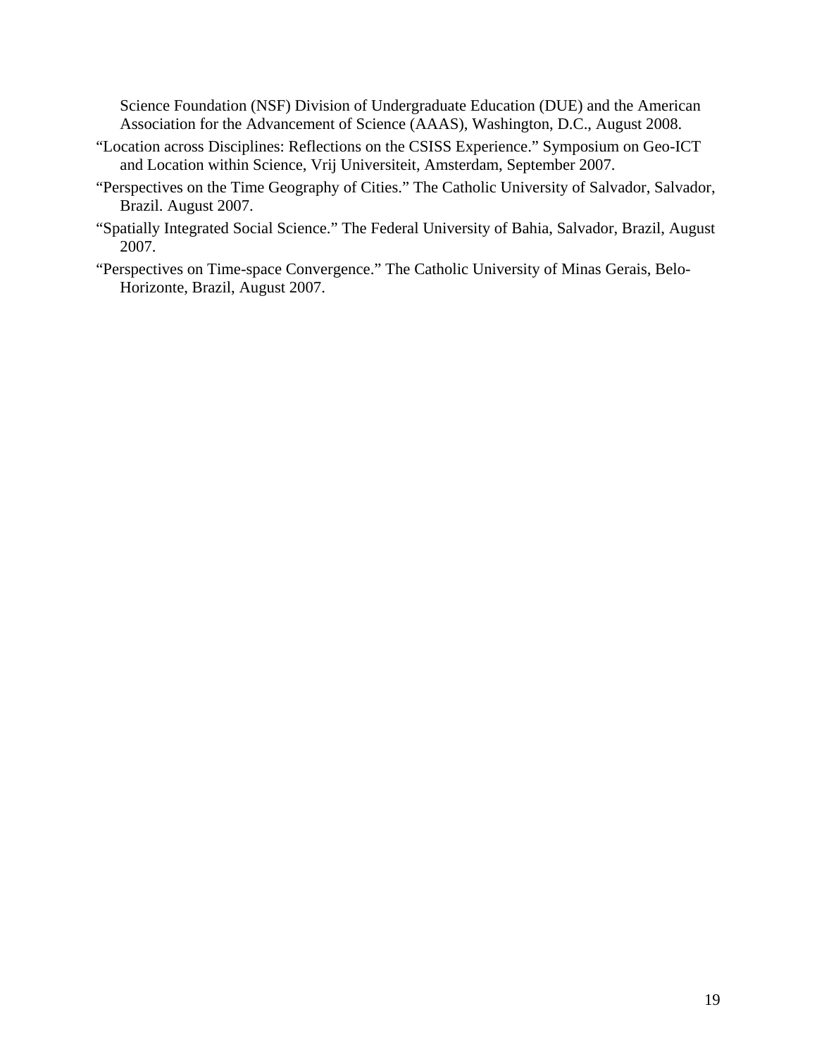Science Foundation (NSF) Division of Undergraduate Education (DUE) and the American Association for the Advancement of Science (AAAS), Washington, D.C., August 2008.

"Location across Disciplines: Reflections on the CSISS Experience." Symposium on Geo-ICT and Location within Science, Vrij Universiteit, Amsterdam, September 2007.

"Perspectives on the Time Geography of Cities." The Catholic University of Salvador, Salvador, Brazil. August 2007.

"Spatially Integrated Social Science." The Federal University of Bahia, Salvador, Brazil, August 2007.

"Perspectives on Time-space Convergence." The Catholic University of Minas Gerais, Belo-Horizonte, Brazil, August 2007.